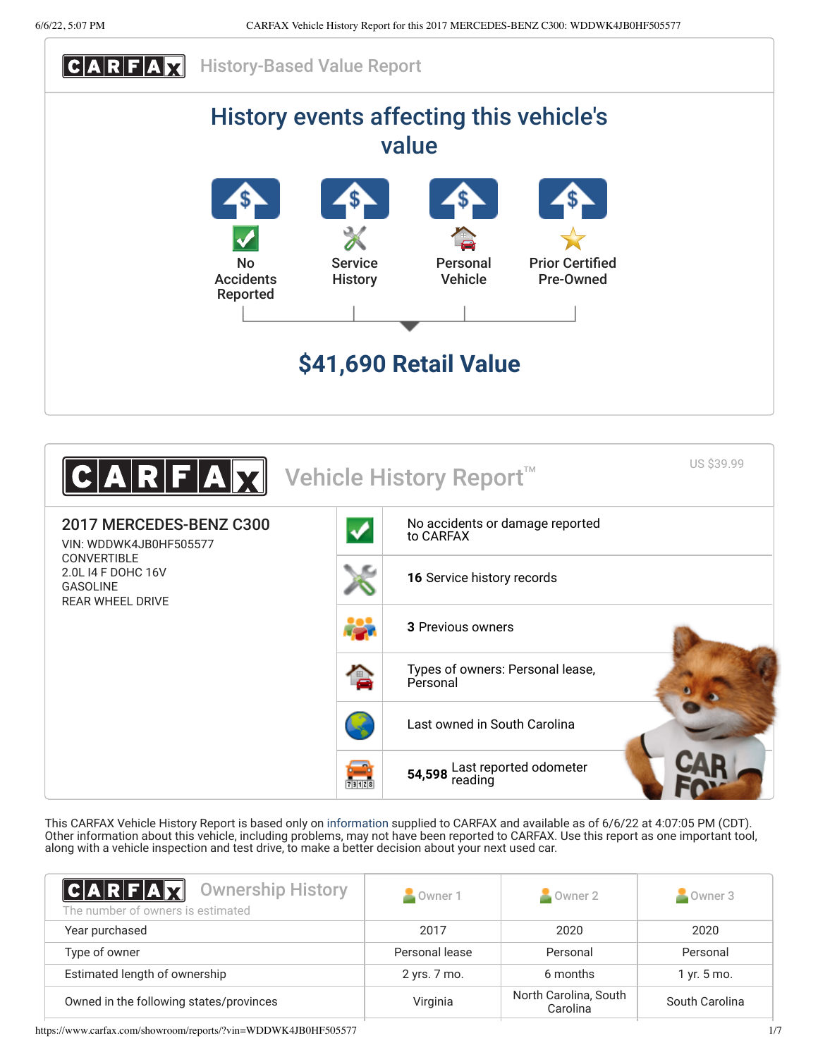# CARFAX History-Based Value Report

## History events affecting this vehicle's value

- No Accidents Reported
- Service History
- Personal Vehicle
- Prior Certified Pre-Owned

**$41,690 Retail Value**

# CARFAX Vehicle History Report™

US $39.99

**2017 MERCEDES-BENZ C300**
VIN: WDDWK4JB0HF505577
CONVERTIBLE
2.0L I4 F DOHC 16V
GASOLINE
REAR WHEEL DRIVE

- No accidents or damage reported to CARFAX
- **16** Service history records
- **3** Previous owners
- Types of owners: Personal lease, Personal
- Last owned in South Carolina
- **54,598** Last reported odometer reading

This CARFAX Vehicle History Report is based only on information supplied to CARFAX and available as of 6/6/22 at 4:07:05 PM (CDT). Other information about this vehicle, including problems, may not have been reported to CARFAX. Use this report as one important tool, along with a vehicle inspection and test drive, to make a better decision about your next used car.

## CARFAX Ownership History

The number of owners is estimated

| | Owner 1 | Owner 2 | Owner 3 |
|---|---|---|---|
| Year purchased | 2017 | 2020 | 2020 |
| Type of owner | Personal lease | Personal | Personal |
| Estimated length of ownership | 2 yrs. 7 mo. | 6 months | 1 yr. 5 mo. |
| Owned in the following states/provinces | Virginia | North Carolina, South Carolina | South Carolina |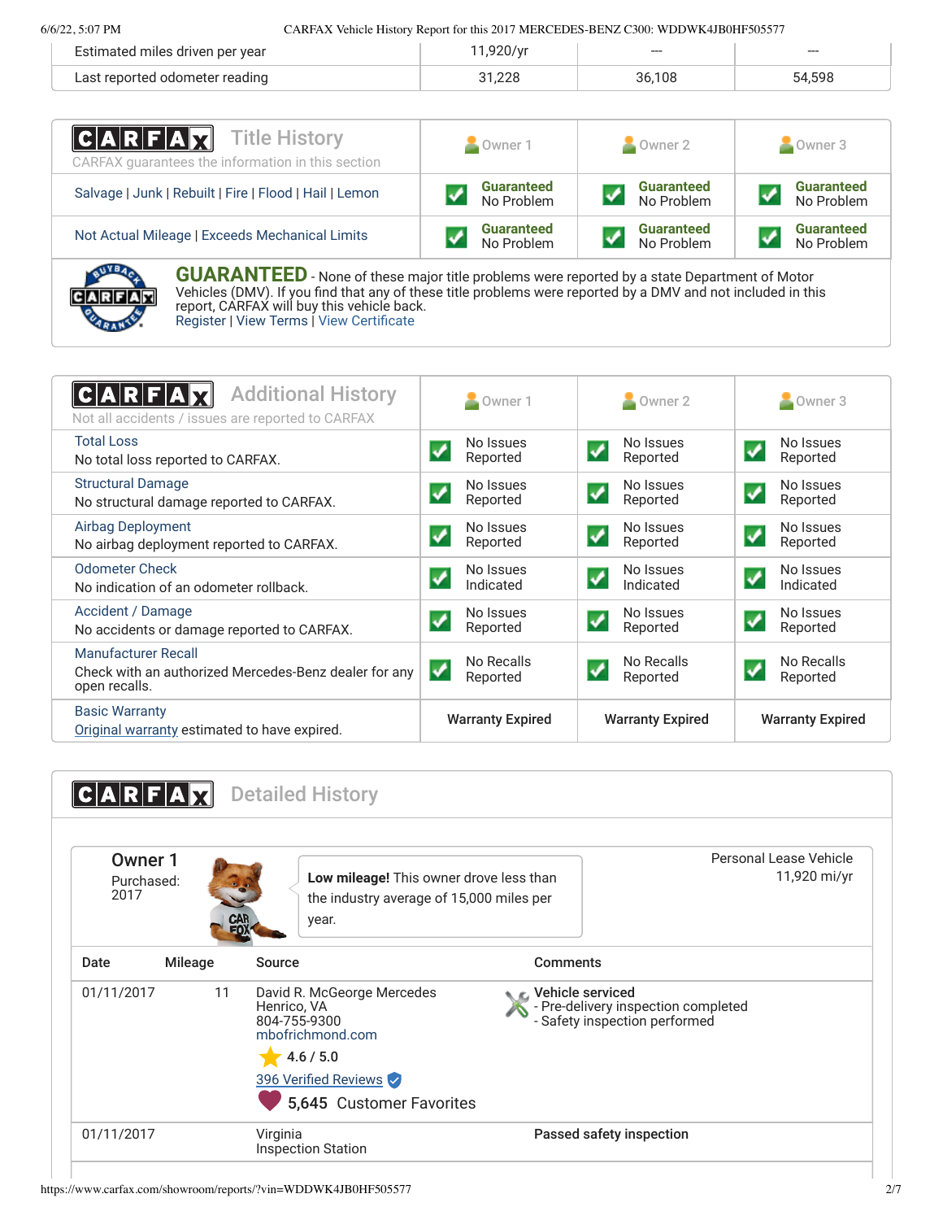| | | | |
|---|---|---|---|
| Estimated miles driven per year | 11,920/yr | --- | --- |
| Last reported odometer reading | 31,228 | 36,108 | 54,598 |

## CARFAX Title History

CARFAX guarantees the information in this section

| | Owner 1 | Owner 2 | Owner 3 |
|---|---|---|---|
| Salvage \| Junk \| Rebuilt \| Fire \| Flood \| Hail \| Lemon | Guaranteed No Problem | Guaranteed No Problem | Guaranteed No Problem |
| Not Actual Mileage \| Exceeds Mechanical Limits | Guaranteed No Problem | Guaranteed No Problem | Guaranteed No Problem |

**GUARANTEED** - None of these major title problems were reported by a state Department of Motor Vehicles (DMV). If you find that any of these title problems were reported by a DMV and not included in this report, CARFAX will buy this vehicle back.
Register | View Terms | View Certificate

## CARFAX Additional History

Not all accidents / issues are reported to CARFAX

| | Owner 1 | Owner 2 | Owner 3 |
|---|---|---|---|
| Total Loss<br>No total loss reported to CARFAX. | No Issues Reported | No Issues Reported | No Issues Reported |
| Structural Damage<br>No structural damage reported to CARFAX. | No Issues Reported | No Issues Reported | No Issues Reported |
| Airbag Deployment<br>No airbag deployment reported to CARFAX. | No Issues Reported | No Issues Reported | No Issues Reported |
| Odometer Check<br>No indication of an odometer rollback. | No Issues Indicated | No Issues Indicated | No Issues Indicated |
| Accident / Damage<br>No accidents or damage reported to CARFAX. | No Issues Reported | No Issues Reported | No Issues Reported |
| Manufacturer Recall<br>Check with an authorized Mercedes-Benz dealer for any open recalls. | No Recalls Reported | No Recalls Reported | No Recalls Reported |
| Basic Warranty<br>Original warranty estimated to have expired. | Warranty Expired | Warranty Expired | Warranty Expired |

## CARFAX Detailed History

### Owner 1

Purchased: 2017

**Low mileage!** This owner drove less than the industry average of 15,000 miles per year.

Personal Lease Vehicle
11,920 mi/yr

| Date | Mileage | Source | Comments |
|---|---|---|---|
| 01/11/2017 | 11 | David R. McGeorge Mercedes<br>Henrico, VA<br>804-755-9300<br>mbofrichmond.com<br>4.6 / 5.0<br>396 Verified Reviews<br>5,645 Customer Favorites | **Vehicle serviced**<br>- Pre-delivery inspection completed<br>- Safety inspection performed |
| 01/11/2017 | | Virginia<br>Inspection Station | **Passed safety inspection** |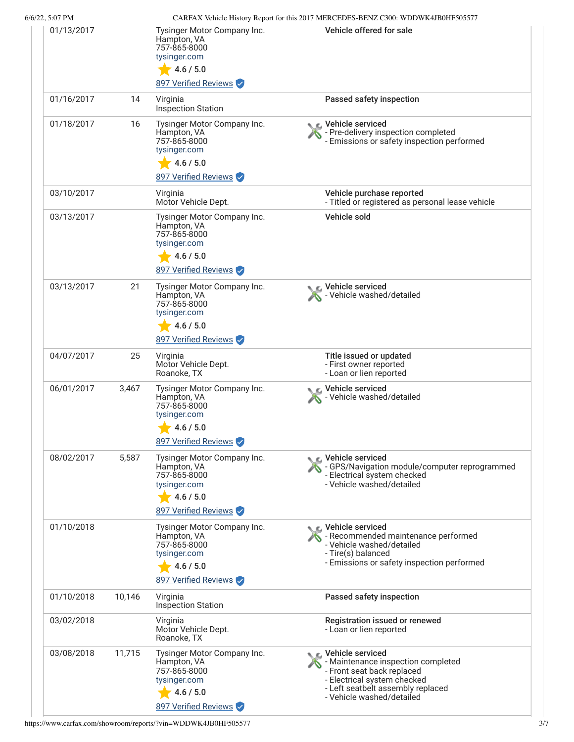| Date | Mileage | Source | Comments |
|---|---|---|---|
| 01/13/2017 | | Tysinger Motor Company Inc.<br>Hampton, VA<br>757-865-8000<br>tysinger.com<br>4.6 / 5.0<br>897 Verified Reviews | **Vehicle offered for sale** |
| 01/16/2017 | 14 | Virginia<br>Inspection Station | **Passed safety inspection** |
| 01/18/2017 | 16 | Tysinger Motor Company Inc.<br>Hampton, VA<br>757-865-8000<br>tysinger.com<br>4.6 / 5.0<br>897 Verified Reviews | **Vehicle serviced**<br>- Pre-delivery inspection completed<br>- Emissions or safety inspection performed |
| 03/10/2017 | | Virginia<br>Motor Vehicle Dept. | **Vehicle purchase reported**<br>- Titled or registered as personal lease vehicle |
| 03/13/2017 | | Tysinger Motor Company Inc.<br>Hampton, VA<br>757-865-8000<br>tysinger.com<br>4.6 / 5.0<br>897 Verified Reviews | **Vehicle sold** |
| 03/13/2017 | 21 | Tysinger Motor Company Inc.<br>Hampton, VA<br>757-865-8000<br>tysinger.com<br>4.6 / 5.0<br>897 Verified Reviews | **Vehicle serviced**<br>- Vehicle washed/detailed |
| 04/07/2017 | 25 | Virginia<br>Motor Vehicle Dept.<br>Roanoke, TX | **Title issued or updated**<br>- First owner reported<br>- Loan or lien reported |
| 06/01/2017 | 3,467 | Tysinger Motor Company Inc.<br>Hampton, VA<br>757-865-8000<br>tysinger.com<br>4.6 / 5.0<br>897 Verified Reviews | **Vehicle serviced**<br>- Vehicle washed/detailed |
| 08/02/2017 | 5,587 | Tysinger Motor Company Inc.<br>Hampton, VA<br>757-865-8000<br>tysinger.com<br>4.6 / 5.0<br>897 Verified Reviews | **Vehicle serviced**<br>- GPS/Navigation module/computer reprogrammed<br>- Electrical system checked<br>- Vehicle washed/detailed |
| 01/10/2018 | | Tysinger Motor Company Inc.<br>Hampton, VA<br>757-865-8000<br>tysinger.com<br>4.6 / 5.0<br>897 Verified Reviews | **Vehicle serviced**<br>- Recommended maintenance performed<br>- Vehicle washed/detailed<br>- Tire(s) balanced<br>- Emissions or safety inspection performed |
| 01/10/2018 | 10,146 | Virginia<br>Inspection Station | **Passed safety inspection** |
| 03/02/2018 | | Virginia<br>Motor Vehicle Dept.<br>Roanoke, TX | **Registration issued or renewed**<br>- Loan or lien reported |
| 03/08/2018 | 11,715 | Tysinger Motor Company Inc.<br>Hampton, VA<br>757-865-8000<br>tysinger.com<br>4.6 / 5.0<br>897 Verified Reviews | **Vehicle serviced**<br>- Maintenance inspection completed<br>- Front seat back replaced<br>- Electrical system checked<br>- Left seatbelt assembly replaced<br>- Vehicle washed/detailed |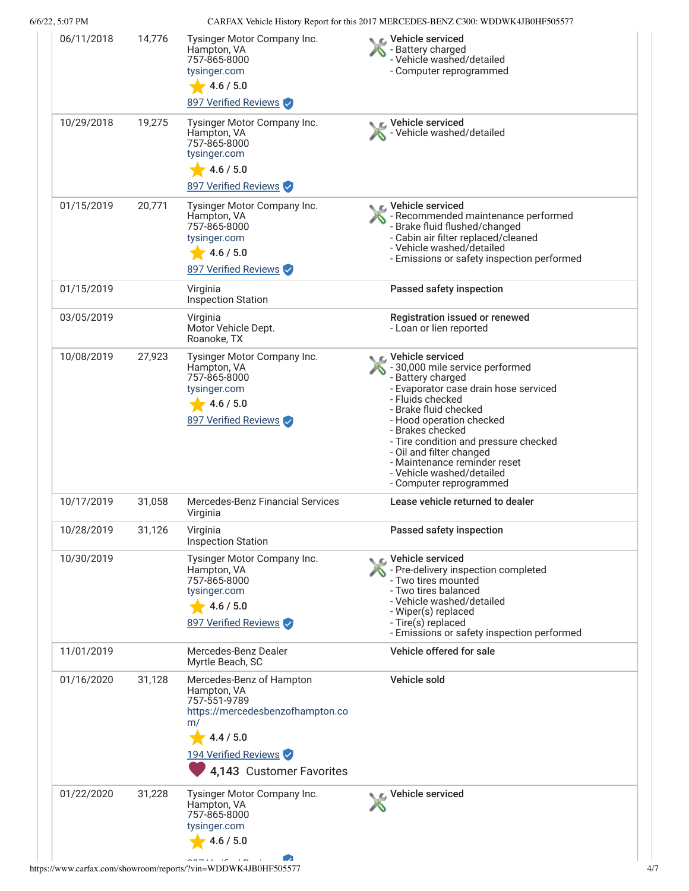| Date | Mileage | Source | Comments |
|---|---|---|---|
| 06/11/2018 | 14,776 | Tysinger Motor Company Inc.<br>Hampton, VA<br>757-865-8000<br>tysinger.com<br>4.6 / 5.0<br>897 Verified Reviews | **Vehicle serviced**<br>- Battery charged<br>- Vehicle washed/detailed<br>- Computer reprogrammed |
| 10/29/2018 | 19,275 | Tysinger Motor Company Inc.<br>Hampton, VA<br>757-865-8000<br>tysinger.com<br>4.6 / 5.0<br>897 Verified Reviews | **Vehicle serviced**<br>- Vehicle washed/detailed |
| 01/15/2019 | 20,771 | Tysinger Motor Company Inc.<br>Hampton, VA<br>757-865-8000<br>tysinger.com<br>4.6 / 5.0<br>897 Verified Reviews | **Vehicle serviced**<br>- Recommended maintenance performed<br>- Brake fluid flushed/changed<br>- Cabin air filter replaced/cleaned<br>- Vehicle washed/detailed<br>- Emissions or safety inspection performed |
| 01/15/2019 | | Virginia<br>Inspection Station | **Passed safety inspection** |
| 03/05/2019 | | Virginia<br>Motor Vehicle Dept.<br>Roanoke, TX | **Registration issued or renewed**<br>- Loan or lien reported |
| 10/08/2019 | 27,923 | Tysinger Motor Company Inc.<br>Hampton, VA<br>757-865-8000<br>tysinger.com<br>4.6 / 5.0<br>897 Verified Reviews | **Vehicle serviced**<br>- 30,000 mile service performed<br>- Battery charged<br>- Evaporator case drain hose serviced<br>- Fluids checked<br>- Brake fluid checked<br>- Hood operation checked<br>- Brakes checked<br>- Tire condition and pressure checked<br>- Oil and filter changed<br>- Maintenance reminder reset<br>- Vehicle washed/detailed<br>- Computer reprogrammed |
| 10/17/2019 | 31,058 | Mercedes-Benz Financial Services<br>Virginia | **Lease vehicle returned to dealer** |
| 10/28/2019 | 31,126 | Virginia<br>Inspection Station | **Passed safety inspection** |
| 10/30/2019 | | Tysinger Motor Company Inc.<br>Hampton, VA<br>757-865-8000<br>tysinger.com<br>4.6 / 5.0<br>897 Verified Reviews | **Vehicle serviced**<br>- Pre-delivery inspection completed<br>- Two tires mounted<br>- Two tires balanced<br>- Vehicle washed/detailed<br>- Wiper(s) replaced<br>- Tire(s) replaced<br>- Emissions or safety inspection performed |
| 11/01/2019 | | Mercedes-Benz Dealer<br>Myrtle Beach, SC | **Vehicle offered for sale** |
| 01/16/2020 | 31,128 | Mercedes-Benz of Hampton<br>Hampton, VA<br>757-551-9789<br>https://mercedesbenzofhampton.com/<br>4.4 / 5.0<br>194 Verified Reviews<br>4,143 Customer Favorites | **Vehicle sold** |
| 01/22/2020 | 31,228 | Tysinger Motor Company Inc.<br>Hampton, VA<br>757-865-8000<br>tysinger.com<br>4.6 / 5.0<br>897 Verified Reviews | **Vehicle serviced** |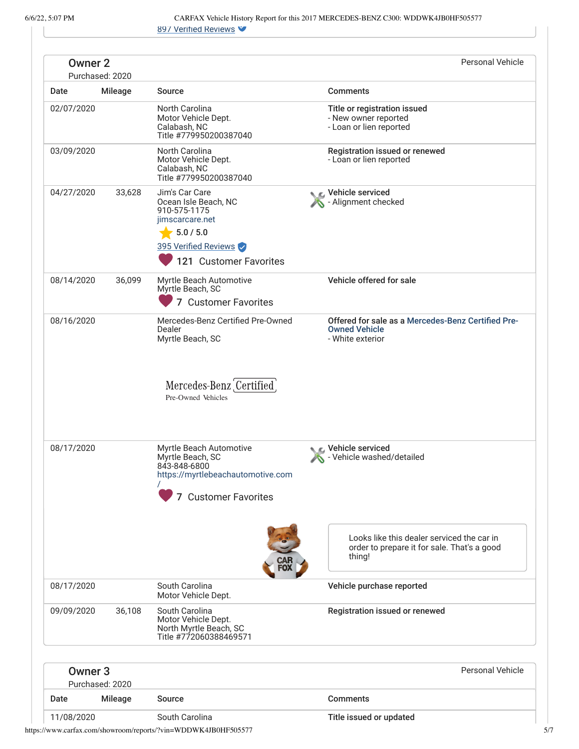897 Verified Reviews

## Owner 2

Purchased: 2020

Personal Vehicle

| Date | Mileage | Source | Comments |
|---|---|---|---|
| 02/07/2020 | | North Carolina Motor Vehicle Dept. Calabash, NC Title #779950200387040 | **Title or registration issued** - New owner reported - Loan or lien reported |
| 03/09/2020 | | North Carolina Motor Vehicle Dept. Calabash, NC Title #779950200387040 | **Registration issued or renewed** - Loan or lien reported |
| 04/27/2020 | 33,628 | Jim's Car Care Ocean Isle Beach, NC 910-575-1175 jimscarcare.net 5.0 / 5.0 395 Verified Reviews 121 Customer Favorites | **Vehicle serviced** - Alignment checked |
| 08/14/2020 | 36,099 | Myrtle Beach Automotive Myrtle Beach, SC 7 Customer Favorites | **Vehicle offered for sale** |
| 08/16/2020 | | Mercedes-Benz Certified Pre-Owned Dealer Myrtle Beach, SC Mercedes-Benz Certified Pre-Owned Vehicles | **Offered for sale as a Mercedes-Benz Certified Pre-Owned Vehicle** - White exterior |
| 08/17/2020 | | Myrtle Beach Automotive Myrtle Beach, SC 843-848-6800 https://myrtlebeachautomotive.com/ 7 Customer Favorites | **Vehicle serviced** - Vehicle washed/detailed<br>Looks like this dealer serviced the car in order to prepare it for sale. That's a good thing! |
| 08/17/2020 | | South Carolina Motor Vehicle Dept. | **Vehicle purchase reported** |
| 09/09/2020 | 36,108 | South Carolina Motor Vehicle Dept. North Myrtle Beach, SC Title #772060388469571 | **Registration issued or renewed** |

## Owner 3

Purchased: 2020

Personal Vehicle

| Date | Mileage | Source | Comments |
|---|---|---|---|
| 11/08/2020 | | South Carolina | **Title issued or updated** |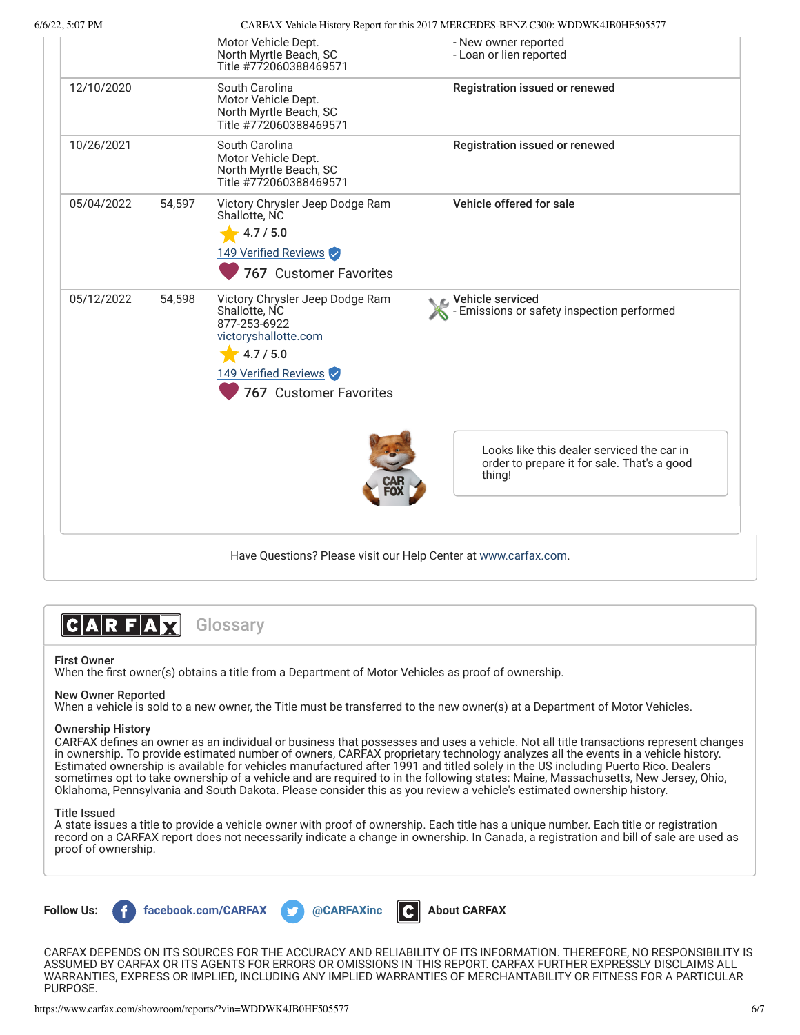| Date | Mileage | Source | Comments |
|---|---|---|---|
| | | Motor Vehicle Dept.<br>North Myrtle Beach, SC<br>Title #772060388469571 | - New owner reported<br>- Loan or lien reported |
| 12/10/2020 | | South Carolina<br>Motor Vehicle Dept.<br>North Myrtle Beach, SC<br>Title #772060388469571 | **Registration issued or renewed** |
| 10/26/2021 | | South Carolina<br>Motor Vehicle Dept.<br>North Myrtle Beach, SC<br>Title #772060388469571 | **Registration issued or renewed** |
| 05/04/2022 | 54,597 | Victory Chrysler Jeep Dodge Ram<br>Shallotte, NC<br>4.7 / 5.0<br>149 Verified Reviews<br>767 Customer Favorites | **Vehicle offered for sale** |
| 05/12/2022 | 54,598 | Victory Chrysler Jeep Dodge Ram<br>Shallotte, NC<br>877-253-6922<br>victoryshallotte.com<br>4.7 / 5.0<br>149 Verified Reviews<br>767 Customer Favorites | **Vehicle serviced**<br>- Emissions or safety inspection performed |

Looks like this dealer serviced the car in order to prepare it for sale. That's a good thing!

Have Questions? Please visit our Help Center at www.carfax.com.

## CARFAX Glossary

**First Owner**
When the first owner(s) obtains a title from a Department of Motor Vehicles as proof of ownership.

**New Owner Reported**
When a vehicle is sold to a new owner, the Title must be transferred to the new owner(s) at a Department of Motor Vehicles.

**Ownership History**
CARFAX defines an owner as an individual or business that possesses and uses a vehicle. Not all title transactions represent changes in ownership. To provide estimated number of owners, CARFAX proprietary technology analyzes all the events in a vehicle history. Estimated ownership is available for vehicles manufactured after 1991 and titled solely in the US including Puerto Rico. Dealers sometimes opt to take ownership of a vehicle and are required to in the following states: Maine, Massachusetts, New Jersey, Ohio, Oklahoma, Pennsylvania and South Dakota. Please consider this as you review a vehicle's estimated ownership history.

**Title Issued**
A state issues a title to provide a vehicle owner with proof of ownership. Each title has a unique number. Each title or registration record on a CARFAX report does not necessarily indicate a change in ownership. In Canada, a registration and bill of sale are used as proof of ownership.

**Follow Us:** facebook.com/CARFAX @CARFAXinc About CARFAX

CARFAX DEPENDS ON ITS SOURCES FOR THE ACCURACY AND RELIABILITY OF ITS INFORMATION. THEREFORE, NO RESPONSIBILITY IS ASSUMED BY CARFAX OR ITS AGENTS FOR ERRORS OR OMISSIONS IN THIS REPORT. CARFAX FURTHER EXPRESSLY DISCLAIMS ALL WARRANTIES, EXPRESS OR IMPLIED, INCLUDING ANY IMPLIED WARRANTIES OF MERCHANTABILITY OR FITNESS FOR A PARTICULAR PURPOSE.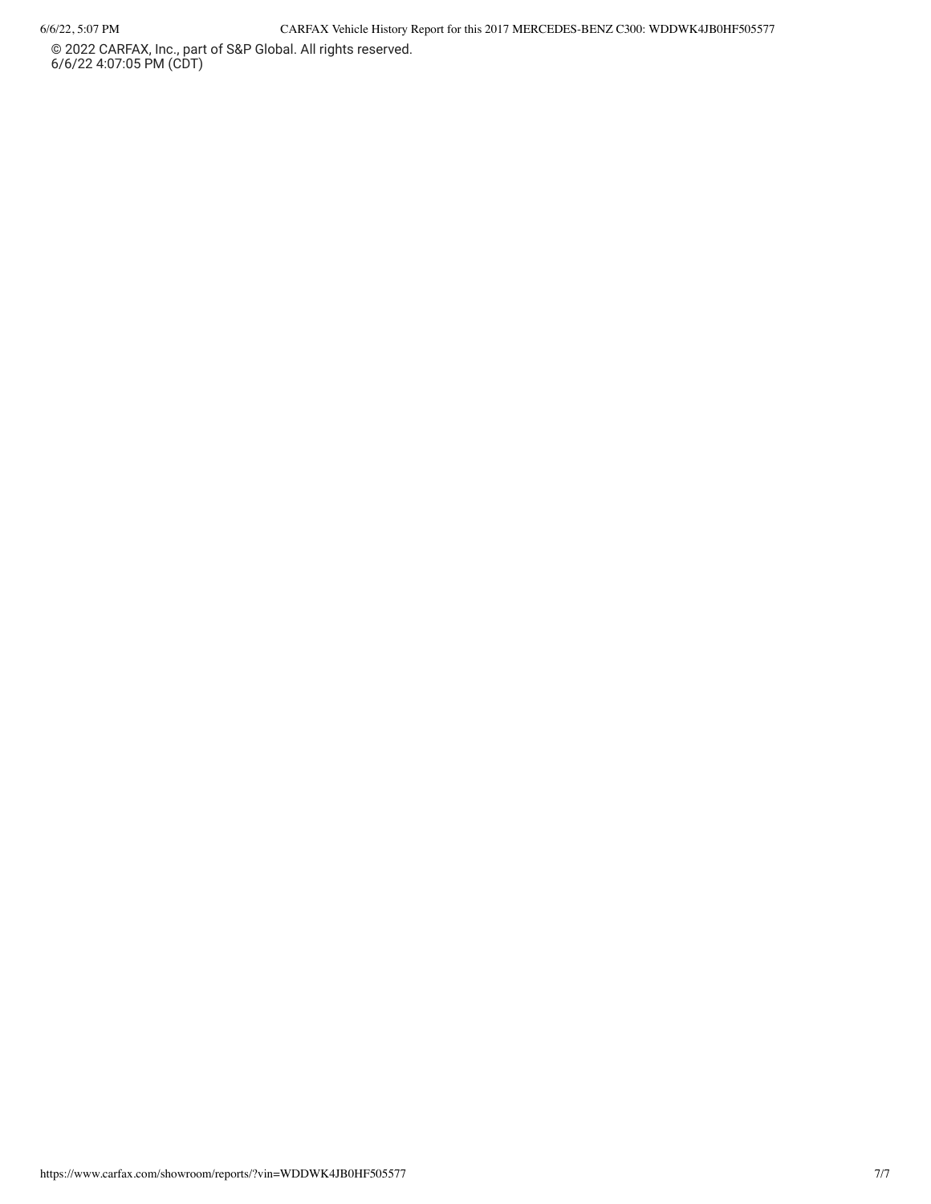© 2022 CARFAX, Inc., part of S&P Global. All rights reserved.
6/6/22 4:07:05 PM (CDT)